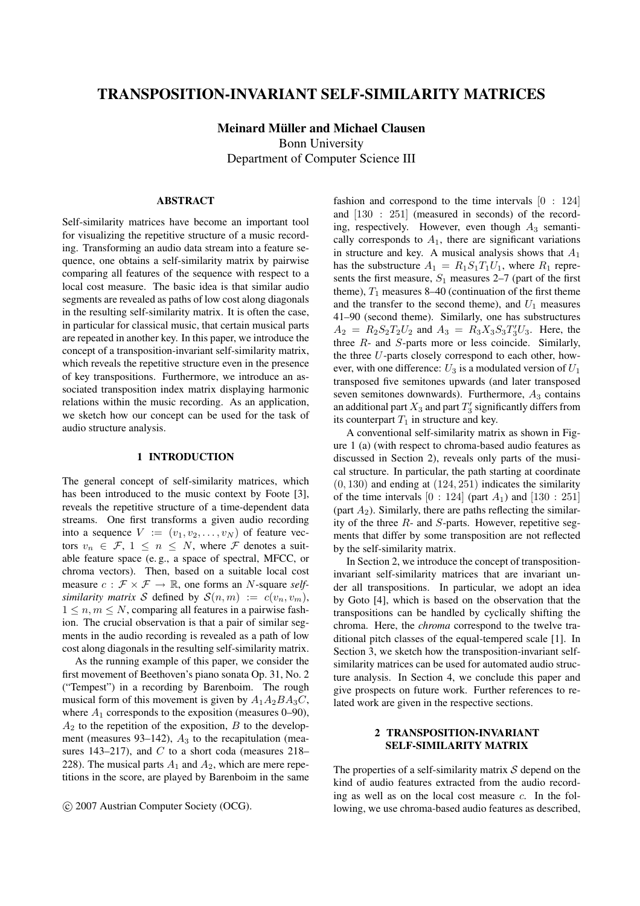# TRANSPOSITION-INVARIANT SELF-SIMILARITY MATRICES

**Meinard Müller and Michael Clausen**
Bonn University
Department of Computer Science III

## ABSTRACT

Self-similarity matrices have become an important tool for visualizing the repetitive structure of a music recording. Transforming an audio data stream into a feature sequence, one obtains a self-similarity matrix by pairwise comparing all features of the sequence with respect to a local cost measure. The basic idea is that similar audio segments are revealed as paths of low cost along diagonals in the resulting self-similarity matrix. It is often the case, in particular for classical music, that certain musical parts are repeated in another key. In this paper, we introduce the concept of a transposition-invariant self-similarity matrix, which reveals the repetitive structure even in the presence of key transpositions. Furthermore, we introduce an associated transposition index matrix displaying harmonic relations within the music recording. As an application, we sketch how our concept can be used for the task of audio structure analysis.

## 1 INTRODUCTION

The general concept of self-similarity matrices, which has been introduced to the music context by Foote [3], reveals the repetitive structure of a time-dependent data streams. One first transforms a given audio recording into a sequence $V := (v_1, v_2, \ldots, v_N)$ of feature vectors $v_n \in \mathcal{F}$, $1 \leq n \leq N$, where $\mathcal{F}$ denotes a suitable feature space (e. g., a space of spectral, MFCC, or chroma vectors). Then, based on a suitable local cost measure $c : \mathcal{F} \times \mathcal{F} \to \mathbb{R}$, one forms an $N$-square *self-similarity matrix* $\mathcal{S}$ defined by $\mathcal{S}(n, m) := c(v_n, v_m)$, $1 \leq n, m \leq N$, comparing all features in a pairwise fashion. The crucial observation is that a pair of similar segments in the audio recording is revealed as a path of low cost along diagonals in the resulting self-similarity matrix.

As the running example of this paper, we consider the first movement of Beethoven's piano sonata Op. 31, No. 2 ("Tempest") in a recording by Barenboim. The rough musical form of this movement is given by $A_1A_2BA_3C$, where $A_1$ corresponds to the exposition (measures 0–90), $A_2$ to the repetition of the exposition, $B$ to the development (measures 93–142), $A_3$ to the recapitulation (measures 143–217), and $C$ to a short coda (measures 218–228). The musical parts $A_1$ and $A_2$, which are mere repetitions in the score, are played by Barenboim in the same fashion and correspond to the time intervals $[0 : 124]$ and $[130 : 251]$ (measured in seconds) of the recording, respectively. However, even though $A_3$ semantically corresponds to $A_1$, there are significant variations in structure and key. A musical analysis shows that $A_1$ has the substructure $A_1 = R_1S_1T_1U_1$, where $R_1$ represents the first measure, $S_1$ measures 2–7 (part of the first theme), $T_1$ measures 8–40 (continuation of the first theme and the transfer to the second theme), and $U_1$ measures 41–90 (second theme). Similarly, one has substructures $A_2 = R_2S_2T_2U_2$ and $A_3 = R_3X_3S_3T_3'U_3$. Here, the three $R$- and $S$-parts more or less coincide. Similarly, the three $U$-parts closely correspond to each other, however, with one difference: $U_3$ is a modulated version of $U_1$ transposed five semitones upwards (and later transposed seven semitones downwards). Furthermore, $A_3$ contains an additional part $X_3$ and part $T_3'$ significantly differs from its counterpart $T_1$ in structure and key.

A conventional self-similarity matrix as shown in Figure 1 (a) (with respect to chroma-based audio features as discussed in Section 2), reveals only parts of the musical structure. In particular, the path starting at coordinate $(0, 130)$ and ending at $(124, 251)$ indicates the similarity of the time intervals $[0 : 124]$ (part $A_1$) and $[130 : 251]$ (part $A_2$). Similarly, there are paths reflecting the similarity of the three $R$- and $S$-parts. However, repetitive segments that differ by some transposition are not reflected by the self-similarity matrix.

In Section 2, we introduce the concept of transposition-invariant self-similarity matrices that are invariant under all transpositions. In particular, we adopt an idea by Goto [4], which is based on the observation that the transpositions can be handled by cyclically shifting the chroma. Here, the *chroma* correspond to the twelve traditional pitch classes of the equal-tempered scale [1]. In Section 3, we sketch how the transposition-invariant self-similarity matrices can be used for automated audio structure analysis. In Section 4, we conclude this paper and give prospects on future work. Further references to related work are given in the respective sections.

© 2007 Austrian Computer Society (OCG).

## 2 TRANSPOSITION-INVARIANT SELF-SIMILARITY MATRIX

The properties of a self-similarity matrix $\mathcal{S}$ depend on the kind of audio features extracted from the audio recording as well as on the local cost measure $c$. In the following, we use chroma-based audio features as described,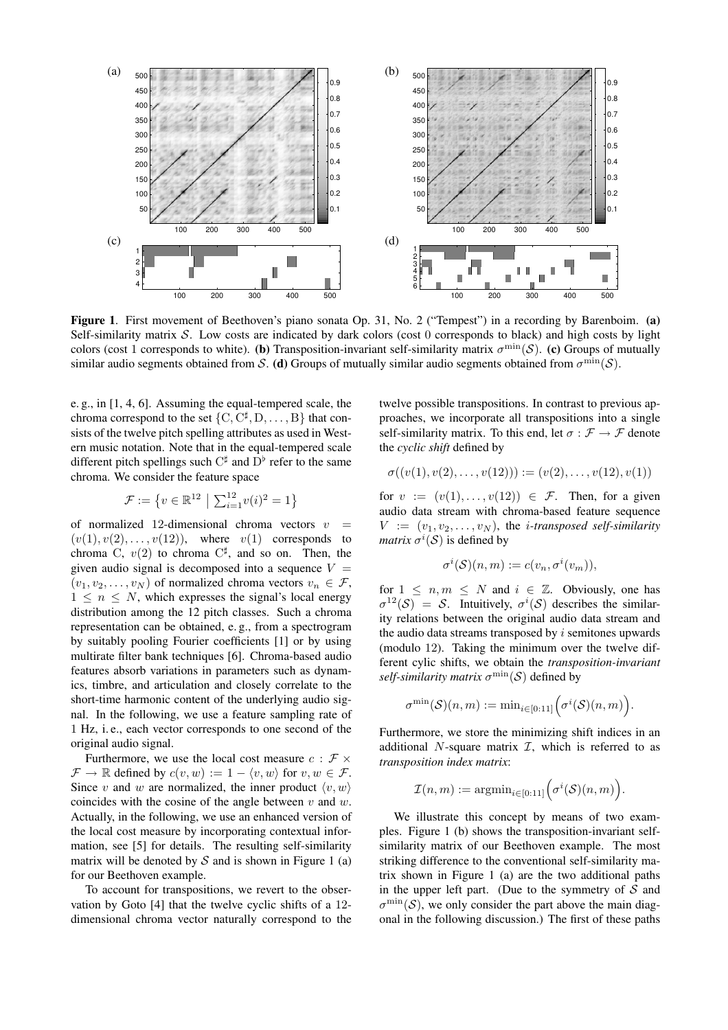**Figure 1**. First movement of Beethoven's piano sonata Op. 31, No. 2 ("Tempest") in a recording by Barenboim. **(a)** Self-similarity matrix $\mathcal{S}$. Low costs are indicated by dark colors (cost 0 corresponds to black) and high costs by light colors (cost 1 corresponds to white). **(b)** Transposition-invariant self-similarity matrix $\sigma^{\min}(\mathcal{S})$. **(c)** Groups of mutually similar audio segments obtained from $\mathcal{S}$. **(d)** Groups of mutually similar audio segments obtained from $\sigma^{\min}(\mathcal{S})$.

e. g., in [1, 4, 6]. Assuming the equal-tempered scale, the chroma correspond to the set $\{\mathrm{C}, \mathrm{C}^\sharp, \mathrm{D}, \ldots, \mathrm{B}\}$ that consists of the twelve pitch spelling attributes as used in Western music notation. Note that in the equal-tempered scale different pitch spellings such $\mathrm{C}^\sharp$ and $\mathrm{D}^\flat$ refer to the same chroma. We consider the feature space

$$\mathcal{F} := \left\{ v \in \mathbb{R}^{12} \;\middle|\; \textstyle\sum_{i=1}^{12} v(i)^2 = 1 \right\}$$

of normalized 12-dimensional chroma vectors $v = (v(1), v(2), \ldots, v(12))$, where $v(1)$ corresponds to chroma C, $v(2)$ to chroma $\mathrm{C}^\sharp$, and so on. Then, the given audio signal is decomposed into a sequence $V = (v_1, v_2, \ldots, v_N)$ of normalized chroma vectors $v_n \in \mathcal{F}$, $1 \leq n \leq N$, which expresses the signal's local energy distribution among the 12 pitch classes. Such a chroma representation can be obtained, e. g., from a spectrogram by suitably pooling Fourier coefficients [1] or by using multirate filter bank techniques [6]. Chroma-based audio features absorb variations in parameters such as dynamics, timbre, and articulation and closely correlate to the short-time harmonic content of the underlying audio signal. In the following, we use a feature sampling rate of 1 Hz, i. e., each vector corresponds to one second of the original audio signal.

Furthermore, we use the local cost measure $c : \mathcal{F} \times \mathcal{F} \to \mathbb{R}$ defined by $c(v, w) := 1 - \langle v, w \rangle$ for $v, w \in \mathcal{F}$. Since $v$ and $w$ are normalized, the inner product $\langle v, w \rangle$ coincides with the cosine of the angle between $v$ and $w$. Actually, in the following, we use an enhanced version of the local cost measure by incorporating contextual information, see [5] for details. The resulting self-similarity matrix will be denoted by $\mathcal{S}$ and is shown in Figure 1 (a) for our Beethoven example.

To account for transpositions, we revert to the observation by Goto [4] that the twelve cyclic shifts of a 12-dimensional chroma vector naturally correspond to the twelve possible transpositions. In contrast to previous approaches, we incorporate all transpositions into a single self-similarity matrix. To this end, let $\sigma : \mathcal{F} \to \mathcal{F}$ denote the *cyclic shift* defined by

$$\sigma((v(1), v(2), \ldots, v(12))) := (v(2), \ldots, v(12), v(1))$$

for $v := (v(1), \ldots, v(12)) \in \mathcal{F}$. Then, for a given audio data stream with chroma-based feature sequence $V := (v_1, v_2, \ldots, v_N)$, the *i-transposed self-similarity matrix* $\sigma^i(\mathcal{S})$ is defined by

$$\sigma^i(\mathcal{S})(n, m) := c(v_n, \sigma^i(v_m)),$$

for $1 \leq n, m \leq N$ and $i \in \mathbb{Z}$. Obviously, one has $\sigma^{12}(\mathcal{S}) = \mathcal{S}$. Intuitively, $\sigma^i(\mathcal{S})$ describes the similarity relations between the original audio data stream and the audio data streams transposed by $i$ semitones upwards (modulo 12). Taking the minimum over the twelve different cylic shifts, we obtain the *transposition-invariant self-similarity matrix* $\sigma^{\min}(\mathcal{S})$ defined by

$$\sigma^{\min}(\mathcal{S})(n, m) := \min_{i \in [0:11]} \Big( \sigma^i(\mathcal{S})(n, m) \Big).$$

Furthermore, we store the minimizing shift indices in an additional $N$-square matrix $\mathcal{I}$, which is referred to as *transposition index matrix*:

$$\mathcal{I}(n, m) := \operatorname{argmin}_{i \in [0:11]} \Big( \sigma^i(\mathcal{S})(n, m) \Big).$$

We illustrate this concept by means of two examples. Figure 1 (b) shows the transposition-invariant self-similarity matrix of our Beethoven example. The most striking difference to the conventional self-similarity matrix shown in Figure 1 (a) are the two additional paths in the upper left part. (Due to the symmetry of $\mathcal{S}$ and $\sigma^{\min}(\mathcal{S})$, we only consider the part above the main diagonal in the following discussion.) The first of these paths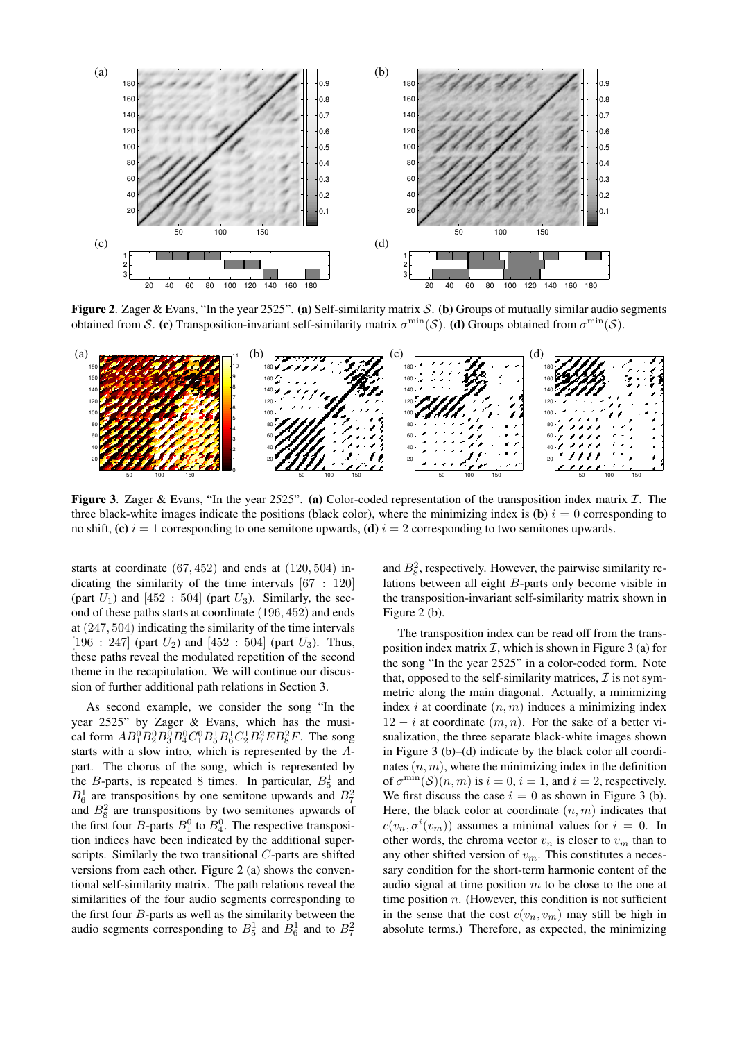Figure 2. Zager & Evans, "In the year 2525". **(a)** Self-similarity matrix $\mathcal{S}$. **(b)** Groups of mutually similar audio segments obtained from $\mathcal{S}$. **(c)** Transposition-invariant self-similarity matrix $\sigma^{\min}(\mathcal{S})$. **(d)** Groups obtained from $\sigma^{\min}(\mathcal{S})$.

Figure 3. Zager & Evans, "In the year 2525". **(a)** Color-coded representation of the transposition index matrix $\mathcal{I}$. The three black-white images indicate the positions (black color), where the minimizing index is **(b)** $i = 0$ corresponding to no shift, **(c)** $i = 1$ corresponding to one semitone upwards, **(d)** $i = 2$ corresponding to two semitones upwards.

starts at coordinate $(67, 452)$ and ends at $(120, 504)$ indicating the similarity of the time intervals $[67 : 120]$ (part $U_1$) and $[452 : 504]$ (part $U_3$). Similarly, the second of these paths starts at coordinate $(196, 452)$ and ends at $(247, 504)$ indicating the similarity of the time intervals $[196 : 247]$ (part $U_2$) and $[452 : 504]$ (part $U_3$). Thus, these paths reveal the modulated repetition of the second theme in the recapitulation. We will continue our discussion of further additional path relations in Section 3.

As second example, we consider the song "In the year 2525" by Zager & Evans, which has the musical form $AB_1^0B_2^0B_3^0B_4^0C_1^0B_5^1B_6^1C_2^1B_7^2EB_8^2F$. The song starts with a slow intro, which is represented by the $A$-part. The chorus of the song, which is represented by the $B$-parts, is repeated 8 times. In particular, $B_5^1$ and $B_6^1$ are transpositions by one semitone upwards and $B_7^2$ and $B_8^2$ are transpositions by two semitones upwards of the first four $B$-parts $B_1^0$ to $B_4^0$. The respective transposition indices have been indicated by the additional superscripts. Similarly the two transitional $C$-parts are shifted versions from each other. Figure 2 (a) shows the conventional self-similarity matrix. The path relations reveal the similarities of the four audio segments corresponding to the first four $B$-parts as well as the similarity between the audio segments corresponding to $B_5^1$ and $B_6^1$ and to $B_7^2$ and $B_8^2$, respectively. However, the pairwise similarity relations between all eight $B$-parts only become visible in the transposition-invariant self-similarity matrix shown in Figure 2 (b).

The transposition index can be read off from the transposition index matrix $\mathcal{I}$, which is shown in Figure 3 (a) for the song "In the year 2525" in a color-coded form. Note that, opposed to the self-similarity matrices, $\mathcal{I}$ is not symmetric along the main diagonal. Actually, a minimizing index $i$ at coordinate $(n, m)$ induces a minimizing index $12 - i$ at coordinate $(m, n)$. For the sake of a better visualization, the three separate black-white images shown in Figure 3 (b)–(d) indicate by the black color all coordinates $(n, m)$, where the minimizing index in the definition of $\sigma^{\min}(\mathcal{S})(n, m)$ is $i = 0$, $i = 1$, and $i = 2$, respectively. We first discuss the case $i = 0$ as shown in Figure 3 (b). Here, the black color at coordinate $(n, m)$ indicates that $c(v_n, \sigma^i(v_m))$ assumes a minimal values for $i = 0$. In other words, the chroma vector $v_n$ is closer to $v_m$ than to any other shifted version of $v_m$. This constitutes a necessary condition for the short-term harmonic content of the audio signal at time position $m$ to be close to the one at time position $n$. (However, this condition is not sufficient in the sense that the cost $c(v_n, v_m)$ may still be high in absolute terms.) Therefore, as expected, the minimizing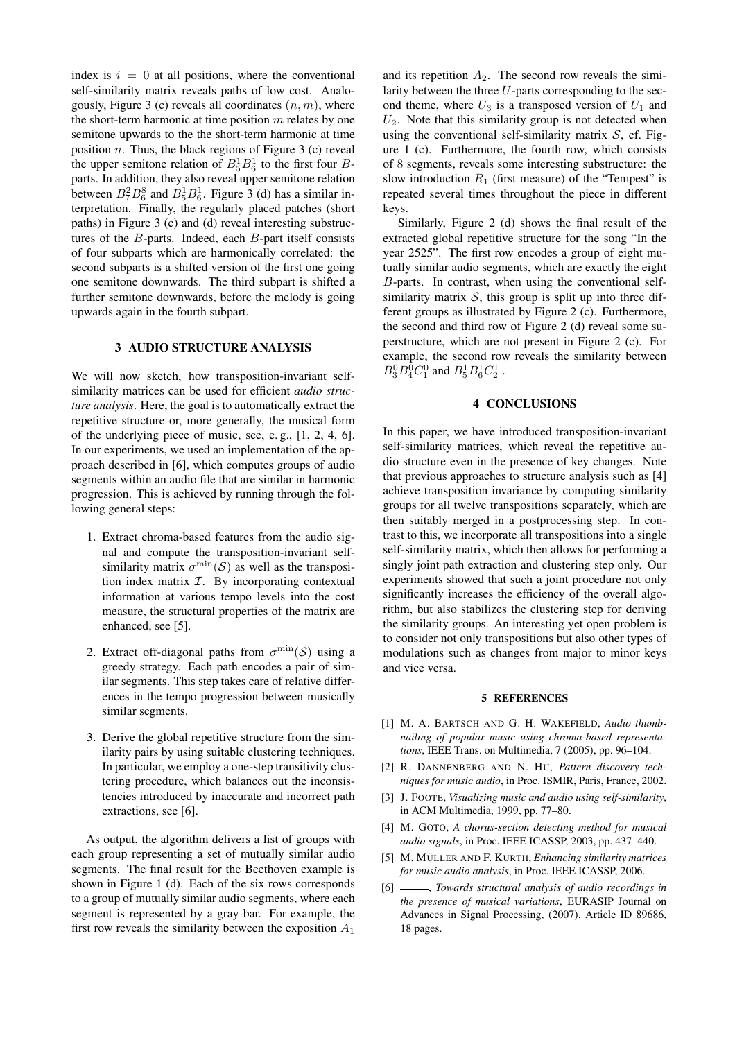index is $i = 0$ at all positions, where the conventional self-similarity matrix reveals paths of low cost. Analogously, Figure 3 (c) reveals all coordinates $(n, m)$, where the short-term harmonic at time position $m$ relates by one semitone upwards to the the short-term harmonic at time position $n$. Thus, the black regions of Figure 3 (c) reveal the upper semitone relation of $B_5^1 B_6^1$ to the first four $B$-parts. In addition, they also reveal upper semitone relation between $B_7^2 B_6^8$ and $B_5^1 B_6^1$. Figure 3 (d) has a similar interpretation. Finally, the regularly placed patches (short paths) in Figure 3 (c) and (d) reveal interesting substructures of the $B$-parts. Indeed, each $B$-part itself consists of four subparts which are harmonically correlated: the second subparts is a shifted version of the first one going one semitone downwards. The third subpart is shifted a further semitone downwards, before the melody is going upwards again in the fourth subpart.

## 3 AUDIO STRUCTURE ANALYSIS

We will now sketch, how transposition-invariant self-similarity matrices can be used for efficient *audio structure analysis*. Here, the goal is to automatically extract the repetitive structure or, more generally, the musical form of the underlying piece of music, see, e. g., [1, 2, 4, 6]. In our experiments, we used an implementation of the approach described in [6], which computes groups of audio segments within an audio file that are similar in harmonic progression. This is achieved by running through the following general steps:

1. Extract chroma-based features from the audio signal and compute the transposition-invariant self-similarity matrix $\sigma^{\min}(\mathcal{S})$ as well as the transposition index matrix $\mathcal{I}$. By incorporating contextual information at various tempo levels into the cost measure, the structural properties of the matrix are enhanced, see [5].
2. Extract off-diagonal paths from $\sigma^{\min}(\mathcal{S})$ using a greedy strategy. Each path encodes a pair of similar segments. This step takes care of relative differences in the tempo progression between musically similar segments.
3. Derive the global repetitive structure from the similarity pairs by using suitable clustering techniques. In particular, we employ a one-step transitivity clustering procedure, which balances out the inconsistencies introduced by inaccurate and incorrect path extractions, see [6].

As output, the algorithm delivers a list of groups with each group representing a set of mutually similar audio segments. The final result for the Beethoven example is shown in Figure 1 (d). Each of the six rows corresponds to a group of mutually similar audio segments, where each segment is represented by a gray bar. For example, the first row reveals the similarity between the exposition $A_1$ and its repetition $A_2$. The second row reveals the similarity between the three $U$-parts corresponding to the second theme, where $U_3$ is a transposed version of $U_1$ and $U_2$. Note that this similarity group is not detected when using the conventional self-similarity matrix $\mathcal{S}$, cf. Figure 1 (c). Furthermore, the fourth row, which consists of 8 segments, reveals some interesting substructure: the slow introduction $R_1$ (first measure) of the "Tempest" is repeated several times throughout the piece in different keys.

Similarly, Figure 2 (d) shows the final result of the extracted global repetitive structure for the song "In the year 2525". The first row encodes a group of eight mutually similar audio segments, which are exactly the eight $B$-parts. In contrast, when using the conventional self-similarity matrix $\mathcal{S}$, this group is split up into three different groups as illustrated by Figure 2 (c). Furthermore, the second and third row of Figure 2 (d) reveal some superstructure, which are not present in Figure 2 (c). For example, the second row reveals the similarity between $B_3^0 B_4^0 C_1^0$ and $B_5^1 B_6^1 C_2^1$.

## 4 CONCLUSIONS

In this paper, we have introduced transposition-invariant self-similarity matrices, which reveal the repetitive audio structure even in the presence of key changes. Note that previous approaches to structure analysis such as [4] achieve transposition invariance by computing similarity groups for all twelve transpositions separately, which are then suitably merged in a postprocessing step. In contrast to this, we incorporate all transpositions into a single self-similarity matrix, which then allows for performing a singly joint path extraction and clustering step only. Our experiments showed that such a joint procedure not only significantly increases the efficiency of the overall algorithm, but also stabilizes the clustering step for deriving the similarity groups. An interesting yet open problem is to consider not only transpositions but also other types of modulations such as changes from major to minor keys and vice versa.

## 5 REFERENCES

[1] M. A. Bartsch and G. H. Wakefield, *Audio thumbnailing of popular music using chroma-based representations*, IEEE Trans. on Multimedia, 7 (2005), pp. 96–104.

[2] R. Dannenberg and N. Hu, *Pattern discovery techniques for music audio*, in Proc. ISMIR, Paris, France, 2002.

[3] J. Foote, *Visualizing music and audio using self-similarity*, in ACM Multimedia, 1999, pp. 77–80.

[4] M. Goto, *A chorus-section detecting method for musical audio signals*, in Proc. IEEE ICASSP, 2003, pp. 437–440.

[5] M. Müller and F. Kurth, *Enhancing similarity matrices for music audio analysis*, in Proc. IEEE ICASSP, 2006.

[6] ———, *Towards structural analysis of audio recordings in the presence of musical variations*, EURASIP Journal on Advances in Signal Processing, (2007). Article ID 89686, 18 pages.